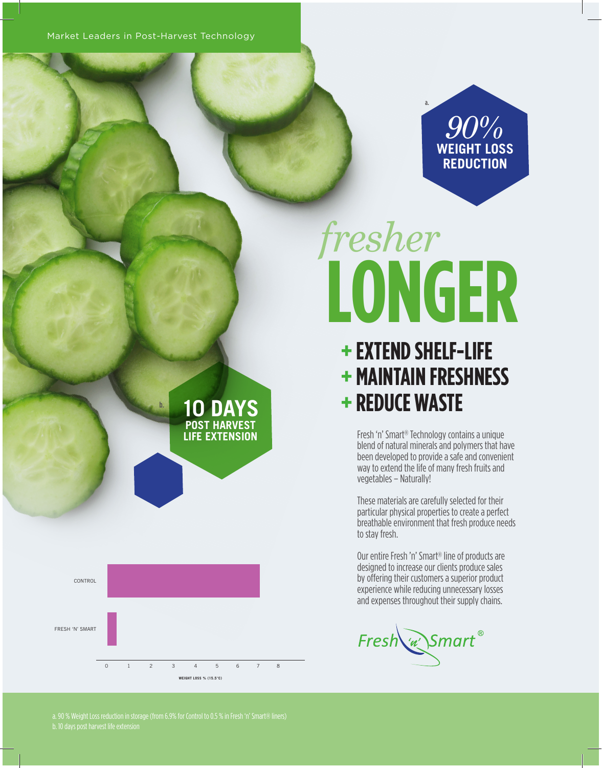Market Leaders in Post-Harvest Technology

a.

**90%**
**WEIGHT LOSS REDUCTION**

b.

**10 DAYS**
**POST HARVEST LIFE EXTENSION**

# *fresher* LONGER

## + EXTEND SHELF-LIFE
## + MAINTAIN FRESHNESS
## + REDUCE WASTE

Fresh 'n' Smart® Technology contains a unique blend of natural minerals and polymers that have been developed to provide a safe and convenient way to extend the life of many fresh fruits and vegetables – Naturally!

These materials are carefully selected for their particular physical properties to create a perfect breathable environment that fresh produce needs to stay fresh.

Our entire Fresh 'n' Smart® line of products are designed to increase our clients produce sales by offering their customers a superior product experience while reducing unnecessary losses and expenses throughout their supply chains.

CONTROL

FRESH 'N' SMART

0 1 2 3 4 5 6 7 8

WEIGHT LOSS % (15.5°C)

Fresh 'n' Smart®

a. 90 % Weight Loss reduction in storage (from 6.9% for Control to 0.5 % in Fresh 'n' Smart® liners)
b. 10 days post harvest life extension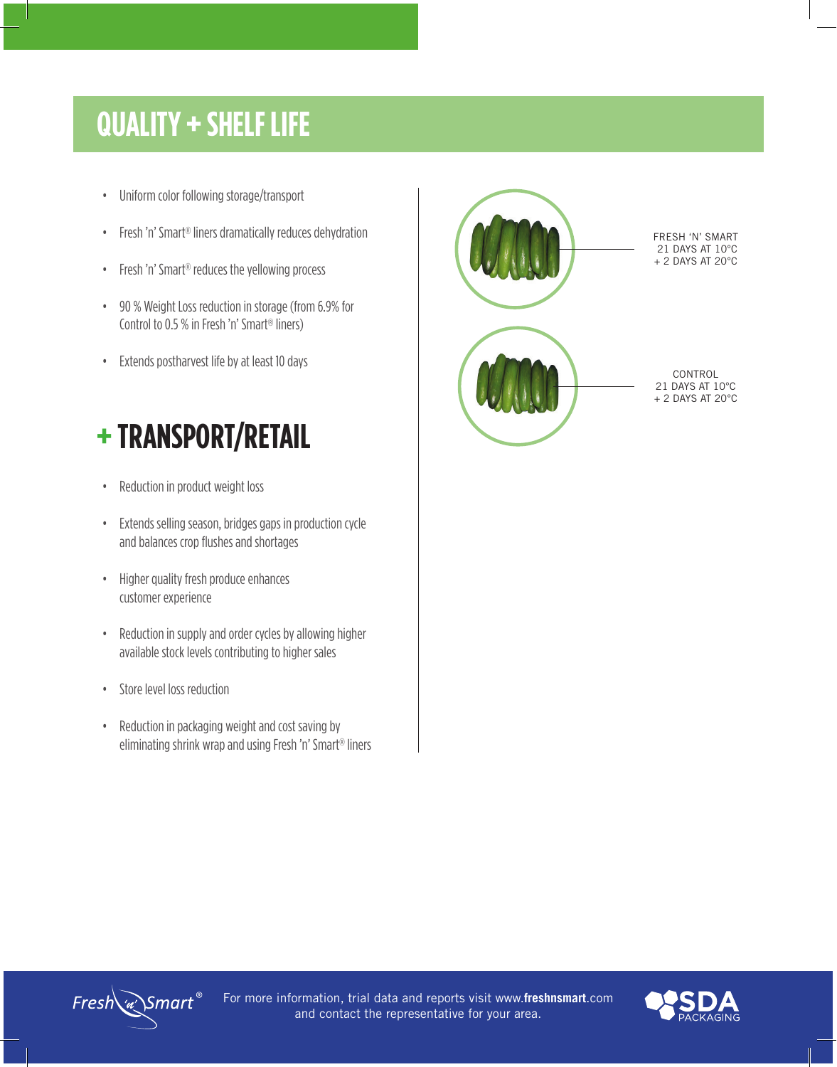# QUALITY + SHELF LIFE

- Uniform color following storage/transport
- Fresh 'n' Smart® liners dramatically reduces dehydration
- Fresh 'n' Smart® reduces the yellowing process
- 90 % Weight Loss reduction in storage (from 6.9% for Control to 0.5 % in Fresh 'n' Smart® liners)
- Extends postharvest life by at least 10 days

## + TRANSPORT/RETAIL

- Reduction in product weight loss
- Extends selling season, bridges gaps in production cycle and balances crop flushes and shortages
- Higher quality fresh produce enhances customer experience
- Reduction in supply and order cycles by allowing higher available stock levels contributing to higher sales
- Store level loss reduction
- Reduction in packaging weight and cost saving by eliminating shrink wrap and using Fresh 'n' Smart® liners

FRESH 'N' SMART
21 DAYS AT 10°C
+ 2 DAYS AT 20°C

CONTROL
21 DAYS AT 10°C
+ 2 DAYS AT 20°C

Fresh 'n' Smart®

For more information, trial data and reports visit www.**freshnsmart**.com and contact the representative for your area.

SDA PACKAGING